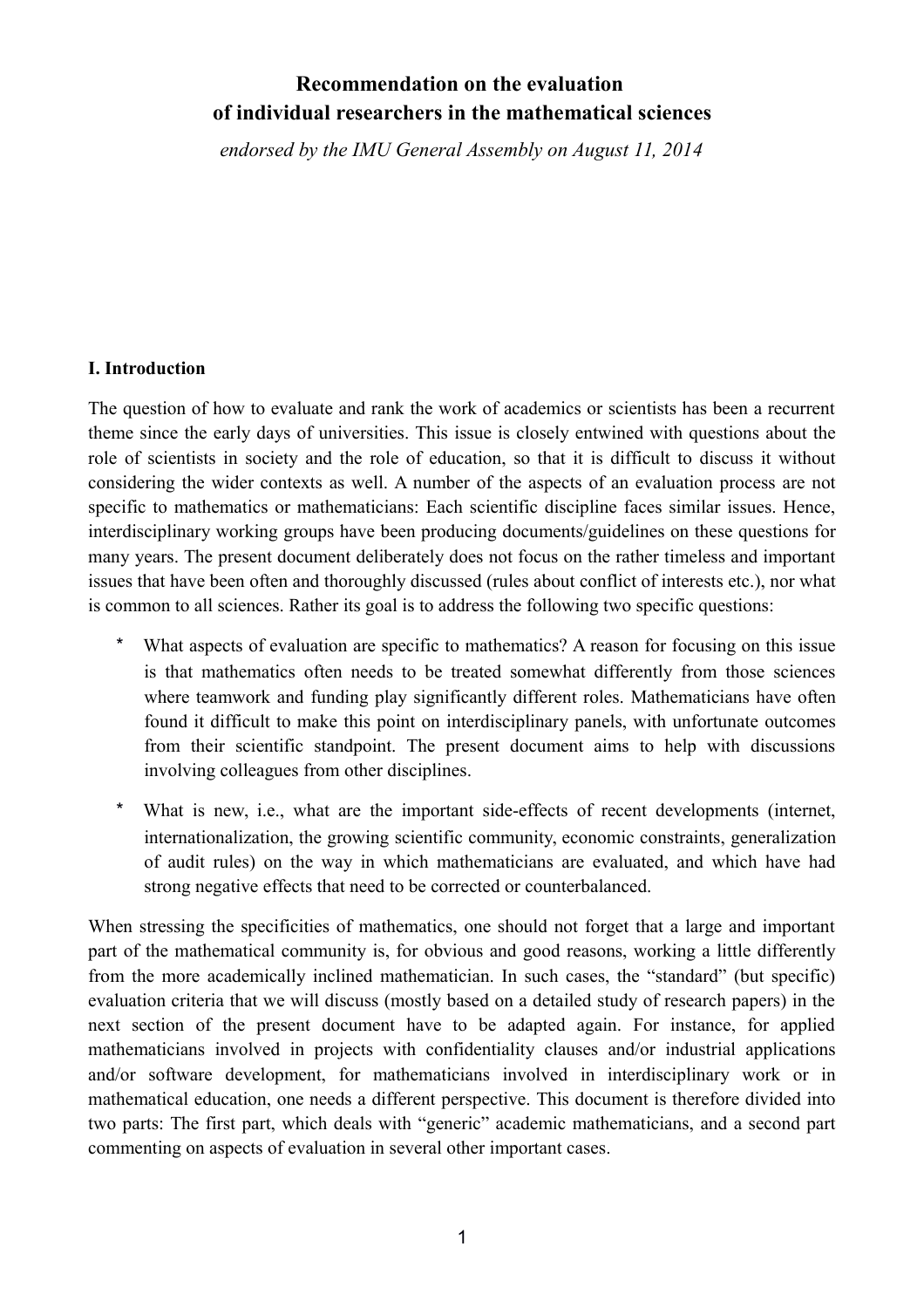# Recommendation on the evaluation of individual researchers in the mathematical sciences

*endorsed by the IMU General Assembly on August 11, 2014*

## I. Introduction

The question of how to evaluate and rank the work of academics or scientists has been a recurrent theme since the early days of universities. This issue is closely entwined with questions about the role of scientists in society and the role of education, so that it is difficult to discuss it without considering the wider contexts as well. A number of the aspects of an evaluation process are not specific to mathematics or mathematicians: Each scientific discipline faces similar issues. Hence, interdisciplinary working groups have been producing documents/guidelines on these questions for many years. The present document deliberately does not focus on the rather timeless and important issues that have been often and thoroughly discussed (rules about conflict of interests etc.), nor what is common to all sciences. Rather its goal is to address the following two specific questions:

* What aspects of evaluation are specific to mathematics? A reason for focusing on this issue is that mathematics often needs to be treated somewhat differently from those sciences where teamwork and funding play significantly different roles. Mathematicians have often found it difficult to make this point on interdisciplinary panels, with unfortunate outcomes from their scientific standpoint. The present document aims to help with discussions involving colleagues from other disciplines.
* What is new, i.e., what are the important side-effects of recent developments (internet, internationalization, the growing scientific community, economic constraints, generalization of audit rules) on the way in which mathematicians are evaluated, and which have had strong negative effects that need to be corrected or counterbalanced.

When stressing the specificities of mathematics, one should not forget that a large and important part of the mathematical community is, for obvious and good reasons, working a little differently from the more academically inclined mathematician. In such cases, the "standard" (but specific) evaluation criteria that we will discuss (mostly based on a detailed study of research papers) in the next section of the present document have to be adapted again. For instance, for applied mathematicians involved in projects with confidentiality clauses and/or industrial applications and/or software development, for mathematicians involved in interdisciplinary work or in mathematical education, one needs a different perspective. This document is therefore divided into two parts: The first part, which deals with "generic" academic mathematicians, and a second part commenting on aspects of evaluation in several other important cases.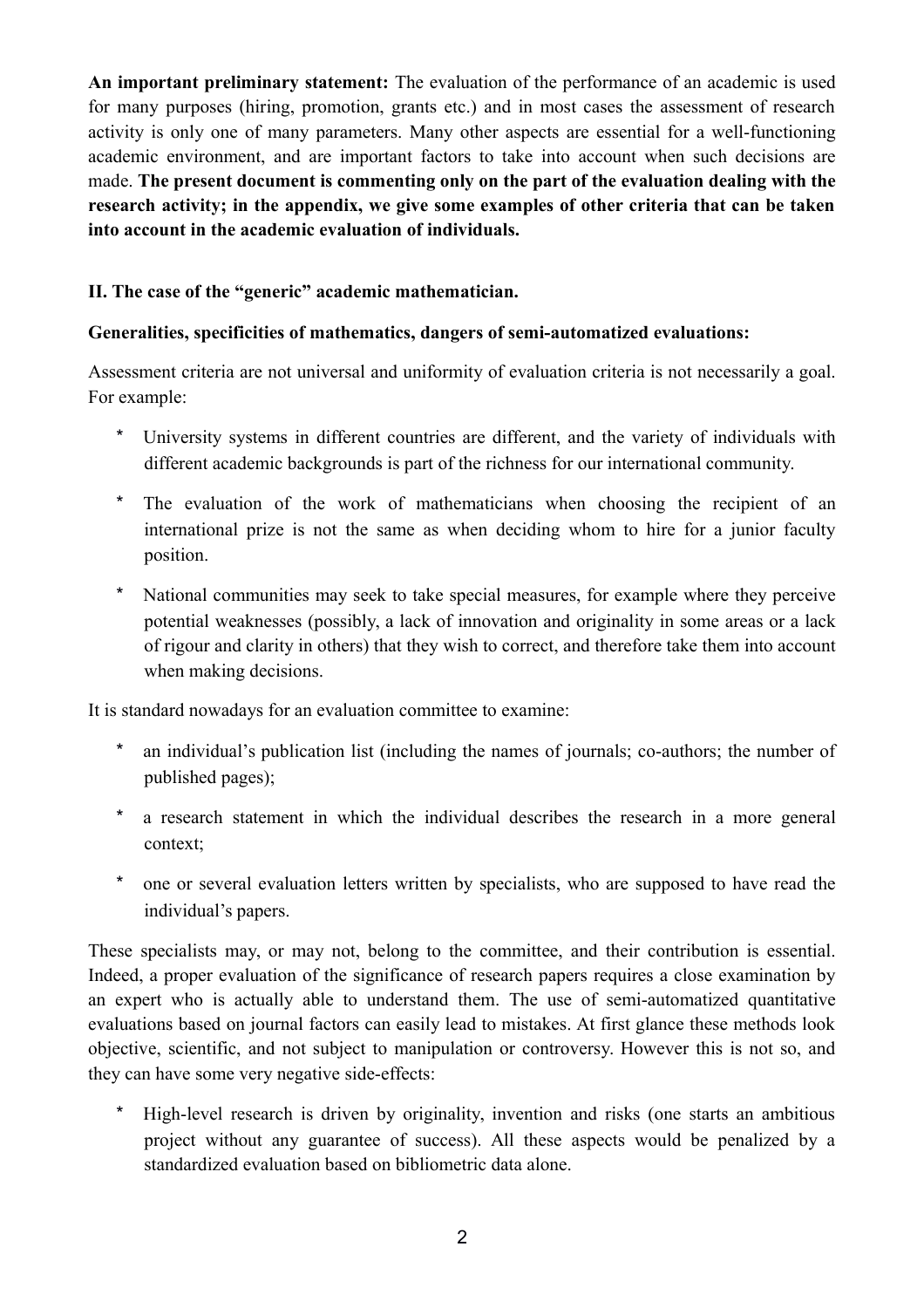**An important preliminary statement:** The evaluation of the performance of an academic is used for many purposes (hiring, promotion, grants etc.) and in most cases the assessment of research activity is only one of many parameters. Many other aspects are essential for a well-functioning academic environment, and are important factors to take into account when such decisions are made. **The present document is commenting only on the part of the evaluation dealing with the research activity; in the appendix, we give some examples of other criteria that can be taken into account in the academic evaluation of individuals.**

## II. The case of the "generic" academic mathematician.

### Generalities, specificities of mathematics, dangers of semi-automatized evaluations:

Assessment criteria are not universal and uniformity of evaluation criteria is not necessarily a goal. For example:

* University systems in different countries are different, and the variety of individuals with different academic backgrounds is part of the richness for our international community.
* The evaluation of the work of mathematicians when choosing the recipient of an international prize is not the same as when deciding whom to hire for a junior faculty position.
* National communities may seek to take special measures, for example where they perceive potential weaknesses (possibly, a lack of innovation and originality in some areas or a lack of rigour and clarity in others) that they wish to correct, and therefore take them into account when making decisions.

It is standard nowadays for an evaluation committee to examine:

* an individual's publication list (including the names of journals; co-authors; the number of published pages);
* a research statement in which the individual describes the research in a more general context;
* one or several evaluation letters written by specialists, who are supposed to have read the individual's papers.

These specialists may, or may not, belong to the committee, and their contribution is essential. Indeed, a proper evaluation of the significance of research papers requires a close examination by an expert who is actually able to understand them. The use of semi-automatized quantitative evaluations based on journal factors can easily lead to mistakes. At first glance these methods look objective, scientific, and not subject to manipulation or controversy. However this is not so, and they can have some very negative side-effects:

* High-level research is driven by originality, invention and risks (one starts an ambitious project without any guarantee of success). All these aspects would be penalized by a standardized evaluation based on bibliometric data alone.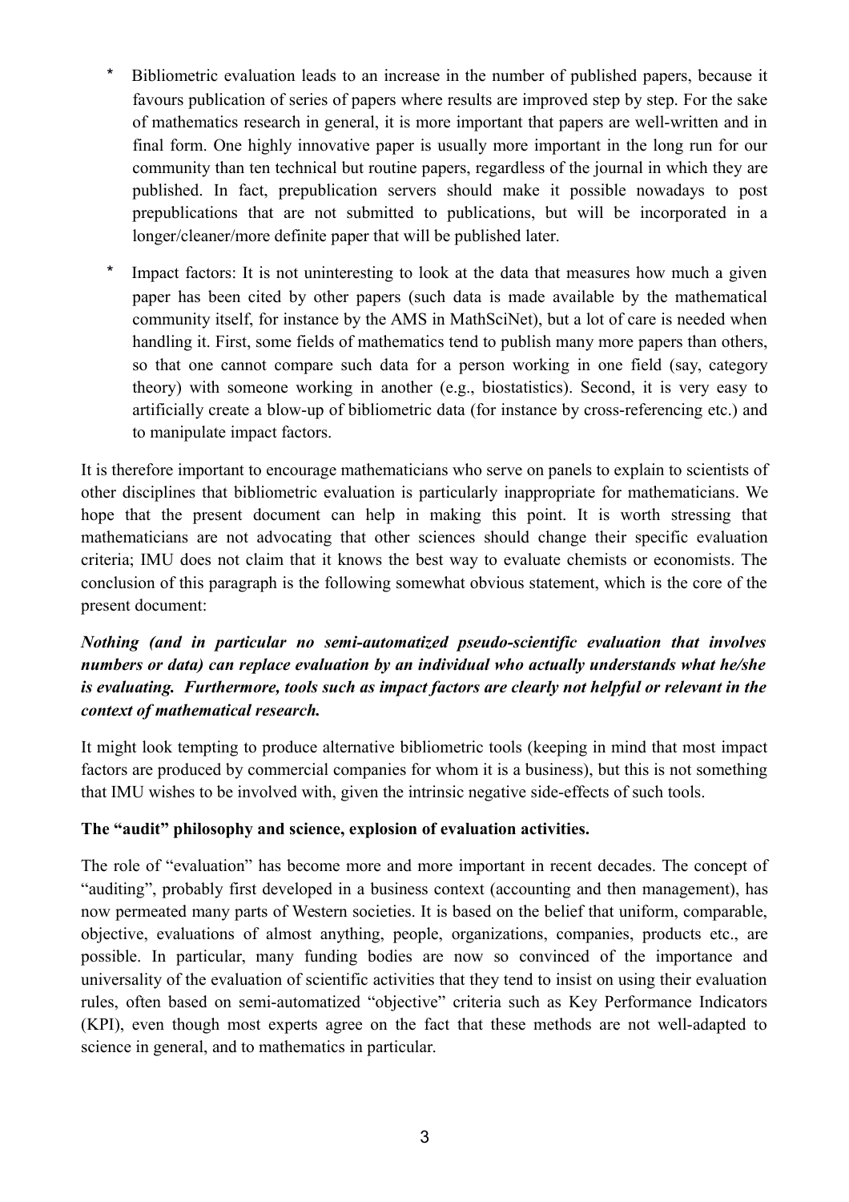* Bibliometric evaluation leads to an increase in the number of published papers, because it favours publication of series of papers where results are improved step by step. For the sake of mathematics research in general, it is more important that papers are well-written and in final form. One highly innovative paper is usually more important in the long run for our community than ten technical but routine papers, regardless of the journal in which they are published. In fact, prepublication servers should make it possible nowadays to post prepublications that are not submitted to publications, but will be incorporated in a longer/cleaner/more definite paper that will be published later.

* Impact factors: It is not uninteresting to look at the data that measures how much a given paper has been cited by other papers (such data is made available by the mathematical community itself, for instance by the AMS in MathSciNet), but a lot of care is needed when handling it. First, some fields of mathematics tend to publish many more papers than others, so that one cannot compare such data for a person working in one field (say, category theory) with someone working in another (e.g., biostatistics). Second, it is very easy to artificially create a blow-up of bibliometric data (for instance by cross-referencing etc.) and to manipulate impact factors.

It is therefore important to encourage mathematicians who serve on panels to explain to scientists of other disciplines that bibliometric evaluation is particularly inappropriate for mathematicians. We hope that the present document can help in making this point. It is worth stressing that mathematicians are not advocating that other sciences should change their specific evaluation criteria; IMU does not claim that it knows the best way to evaluate chemists or economists. The conclusion of this paragraph is the following somewhat obvious statement, which is the core of the present document:

***Nothing (and in particular no semi-automatized pseudo-scientific evaluation that involves numbers or data) can replace evaluation by an individual who actually understands what he/she is evaluating. Furthermore, tools such as impact factors are clearly not helpful or relevant in the context of mathematical research.***

It might look tempting to produce alternative bibliometric tools (keeping in mind that most impact factors are produced by commercial companies for whom it is a business), but this is not something that IMU wishes to be involved with, given the intrinsic negative side-effects of such tools.

**The "audit" philosophy and science, explosion of evaluation activities.**

The role of "evaluation" has become more and more important in recent decades. The concept of "auditing", probably first developed in a business context (accounting and then management), has now permeated many parts of Western societies. It is based on the belief that uniform, comparable, objective, evaluations of almost anything, people, organizations, companies, products etc., are possible. In particular, many funding bodies are now so convinced of the importance and universality of the evaluation of scientific activities that they tend to insist on using their evaluation rules, often based on semi-automatized "objective" criteria such as Key Performance Indicators (KPI), even though most experts agree on the fact that these methods are not well-adapted to science in general, and to mathematics in particular.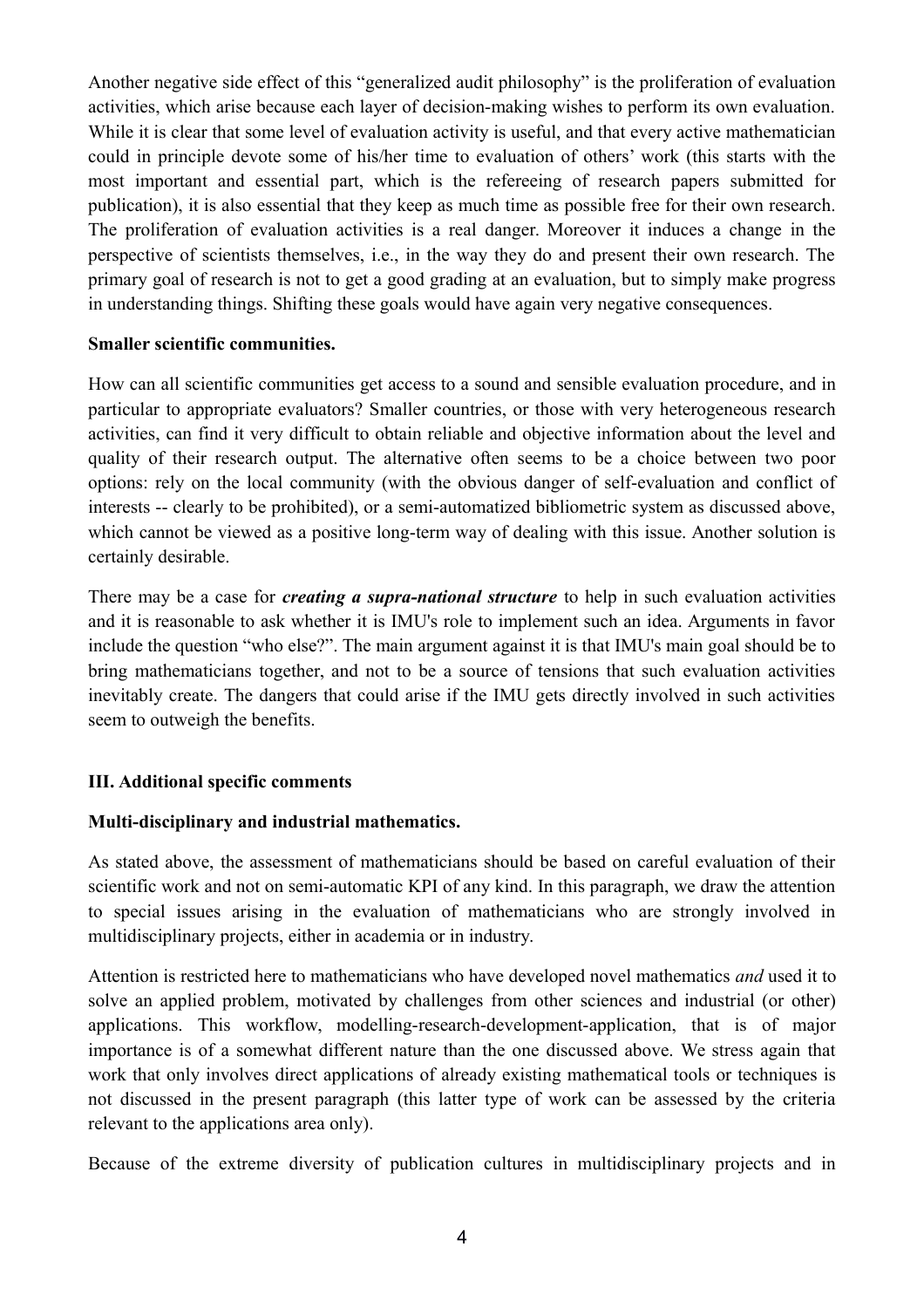Another negative side effect of this "generalized audit philosophy" is the proliferation of evaluation activities, which arise because each layer of decision-making wishes to perform its own evaluation. While it is clear that some level of evaluation activity is useful, and that every active mathematician could in principle devote some of his/her time to evaluation of others' work (this starts with the most important and essential part, which is the refereeing of research papers submitted for publication), it is also essential that they keep as much time as possible free for their own research. The proliferation of evaluation activities is a real danger. Moreover it induces a change in the perspective of scientists themselves, i.e., in the way they do and present their own research. The primary goal of research is not to get a good grading at an evaluation, but to simply make progress in understanding things. Shifting these goals would have again very negative consequences.

**Smaller scientific communities.**

How can all scientific communities get access to a sound and sensible evaluation procedure, and in particular to appropriate evaluators? Smaller countries, or those with very heterogeneous research activities, can find it very difficult to obtain reliable and objective information about the level and quality of their research output. The alternative often seems to be a choice between two poor options: rely on the local community (with the obvious danger of self-evaluation and conflict of interests -- clearly to be prohibited), or a semi-automatized bibliometric system as discussed above, which cannot be viewed as a positive long-term way of dealing with this issue. Another solution is certainly desirable.

There may be a case for ***creating a supra-national structure*** to help in such evaluation activities and it is reasonable to ask whether it is IMU's role to implement such an idea. Arguments in favor include the question "who else?". The main argument against it is that IMU's main goal should be to bring mathematicians together, and not to be a source of tensions that such evaluation activities inevitably create. The dangers that could arise if the IMU gets directly involved in such activities seem to outweigh the benefits.

## III. Additional specific comments

**Multi-disciplinary and industrial mathematics.**

As stated above, the assessment of mathematicians should be based on careful evaluation of their scientific work and not on semi-automatic KPI of any kind. In this paragraph, we draw the attention to special issues arising in the evaluation of mathematicians who are strongly involved in multidisciplinary projects, either in academia or in industry.

Attention is restricted here to mathematicians who have developed novel mathematics *and* used it to solve an applied problem, motivated by challenges from other sciences and industrial (or other) applications. This workflow, modelling-research-development-application, that is of major importance is of a somewhat different nature than the one discussed above. We stress again that work that only involves direct applications of already existing mathematical tools or techniques is not discussed in the present paragraph (this latter type of work can be assessed by the criteria relevant to the applications area only).

Because of the extreme diversity of publication cultures in multidisciplinary projects and in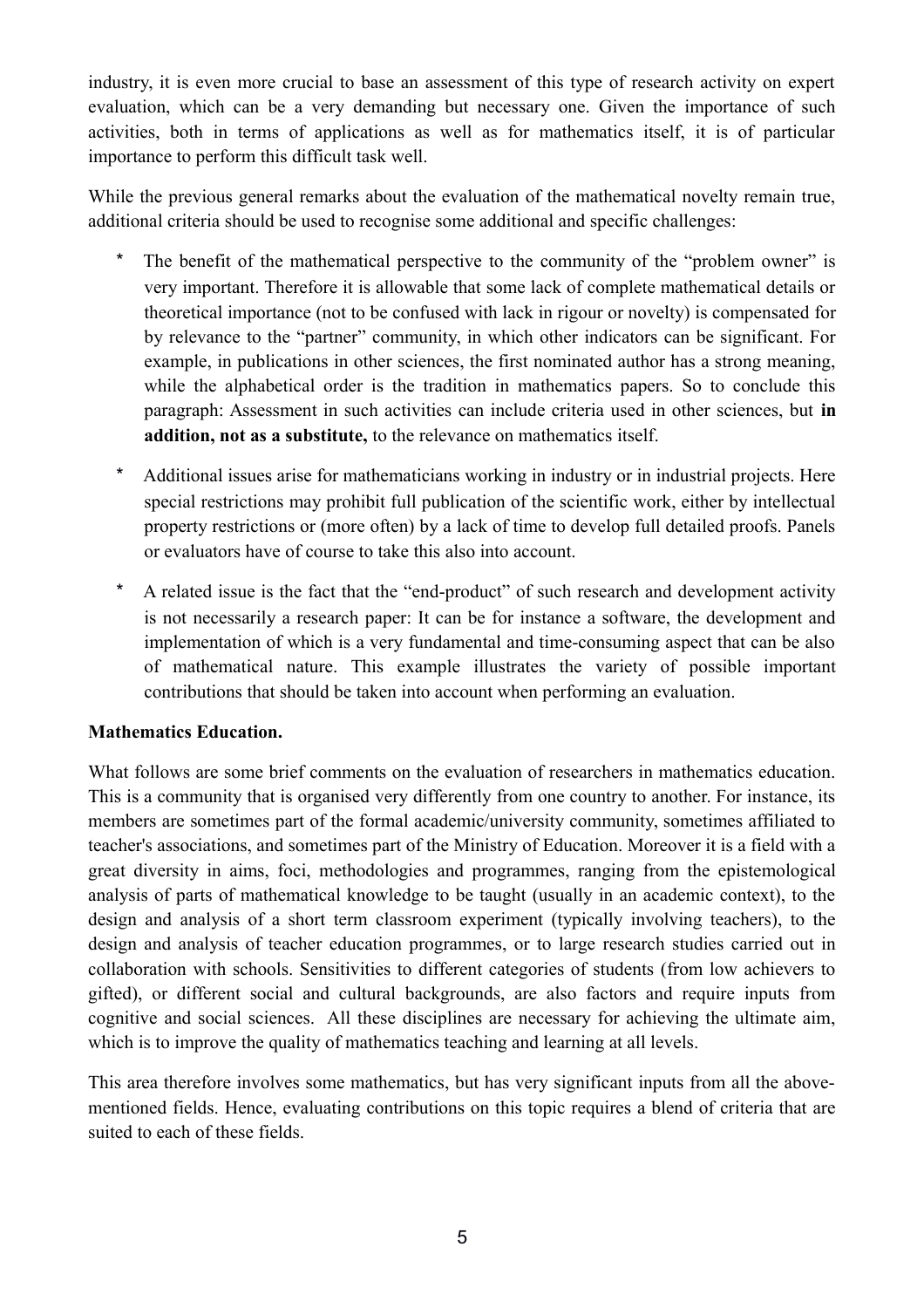industry, it is even more crucial to base an assessment of this type of research activity on expert evaluation, which can be a very demanding but necessary one. Given the importance of such activities, both in terms of applications as well as for mathematics itself, it is of particular importance to perform this difficult task well.

While the previous general remarks about the evaluation of the mathematical novelty remain true, additional criteria should be used to recognise some additional and specific challenges:

* The benefit of the mathematical perspective to the community of the "problem owner" is very important. Therefore it is allowable that some lack of complete mathematical details or theoretical importance (not to be confused with lack in rigour or novelty) is compensated for by relevance to the "partner" community, in which other indicators can be significant. For example, in publications in other sciences, the first nominated author has a strong meaning, while the alphabetical order is the tradition in mathematics papers. So to conclude this paragraph: Assessment in such activities can include criteria used in other sciences, but **in addition, not as a substitute,** to the relevance on mathematics itself.
* Additional issues arise for mathematicians working in industry or in industrial projects. Here special restrictions may prohibit full publication of the scientific work, either by intellectual property restrictions or (more often) by a lack of time to develop full detailed proofs. Panels or evaluators have of course to take this also into account.
* A related issue is the fact that the "end-product" of such research and development activity is not necessarily a research paper: It can be for instance a software, the development and implementation of which is a very fundamental and time-consuming aspect that can be also of mathematical nature. This example illustrates the variety of possible important contributions that should be taken into account when performing an evaluation.

**Mathematics Education.**

What follows are some brief comments on the evaluation of researchers in mathematics education. This is a community that is organised very differently from one country to another. For instance, its members are sometimes part of the formal academic/university community, sometimes affiliated to teacher's associations, and sometimes part of the Ministry of Education. Moreover it is a field with a great diversity in aims, foci, methodologies and programmes, ranging from the epistemological analysis of parts of mathematical knowledge to be taught (usually in an academic context), to the design and analysis of a short term classroom experiment (typically involving teachers), to the design and analysis of teacher education programmes, or to large research studies carried out in collaboration with schools. Sensitivities to different categories of students (from low achievers to gifted), or different social and cultural backgrounds, are also factors and require inputs from cognitive and social sciences. All these disciplines are necessary for achieving the ultimate aim, which is to improve the quality of mathematics teaching and learning at all levels.

This area therefore involves some mathematics, but has very significant inputs from all the above-mentioned fields. Hence, evaluating contributions on this topic requires a blend of criteria that are suited to each of these fields.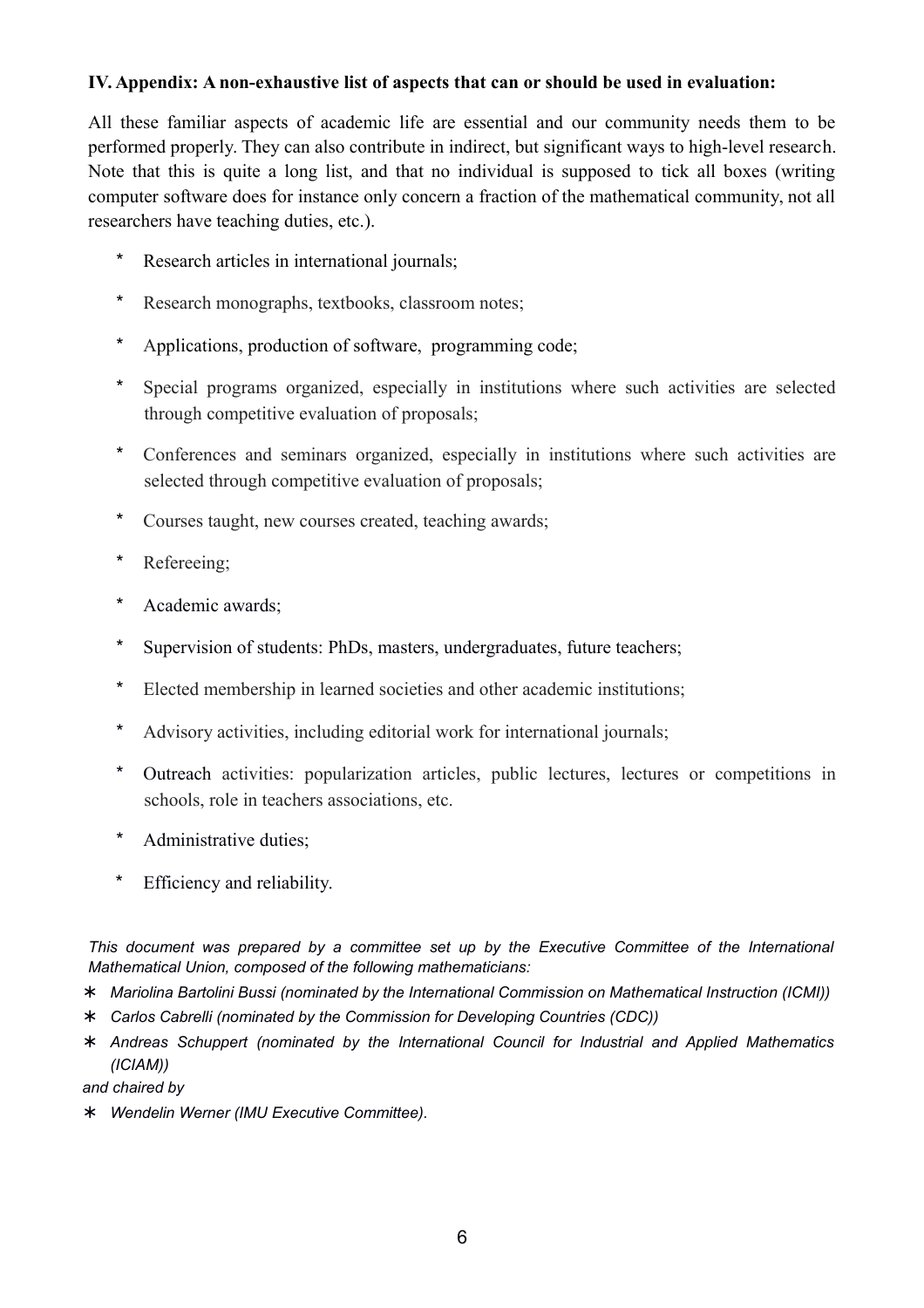**IV. Appendix: A non-exhaustive list of aspects that can or should be used in evaluation:**

All these familiar aspects of academic life are essential and our community needs them to be performed properly. They can also contribute in indirect, but significant ways to high-level research. Note that this is quite a long list, and that no individual is supposed to tick all boxes (writing computer software does for instance only concern a fraction of the mathematical community, not all researchers have teaching duties, etc.).

* Research articles in international journals;
* Research monographs, textbooks, classroom notes;
* Applications, production of software, programming code;
* Special programs organized, especially in institutions where such activities are selected through competitive evaluation of proposals;
* Conferences and seminars organized, especially in institutions where such activities are selected through competitive evaluation of proposals;
* Courses taught, new courses created, teaching awards;
* Refereeing;
* Academic awards;
* Supervision of students: PhDs, masters, undergraduates, future teachers;
* Elected membership in learned societies and other academic institutions;
* Advisory activities, including editorial work for international journals;
* Outreach activities: popularization articles, public lectures, lectures or competitions in schools, role in teachers associations, etc.
* Administrative duties;
* Efficiency and reliability.

*This document was prepared by a committee set up by the Executive Committee of the International Mathematical Union, composed of the following mathematicians:*

- *Mariolina Bartolini Bussi (nominated by the International Commission on Mathematical Instruction (ICMI))*
- *Carlos Cabrelli (nominated by the Commission for Developing Countries (CDC))*
- *Andreas Schuppert (nominated by the International Council for Industrial and Applied Mathematics (ICIAM))*

*and chaired by*

- *Wendelin Werner (IMU Executive Committee).*